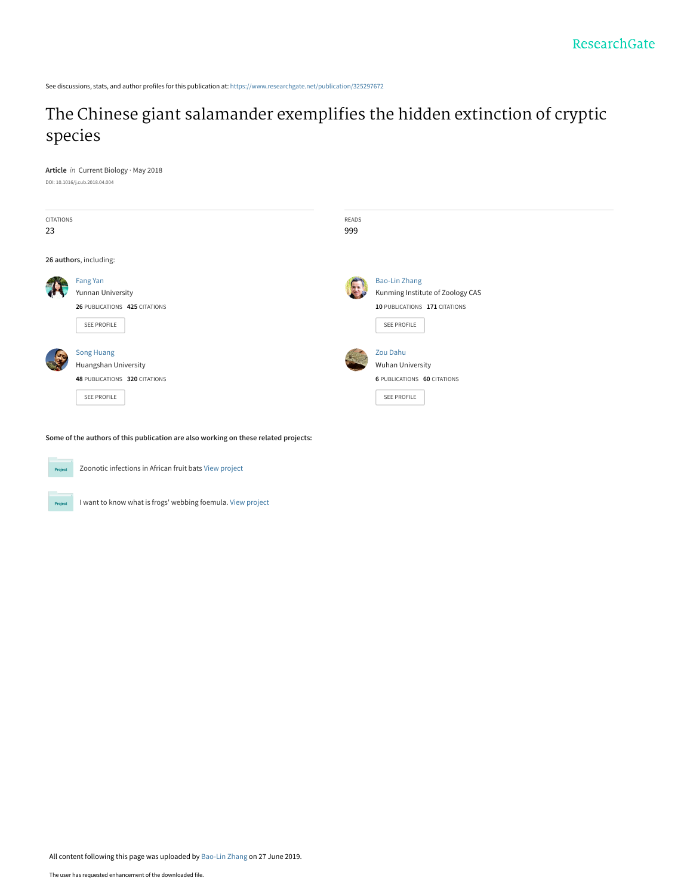ResearchGate

See discussions, stats, and author profiles for this publication at: https://www.researchgate.net/publication/325297672

# The Chinese giant salamander exemplifies the hidden extinction of cryptic species

**Article** *in* Current Biology · May 2018

DOI: 10.1016/j.cub.2018.04.004

| CITATIONS | READS |
| --- | --- |
| 23 | 999 |

**26 authors**, including:

**Fang Yan**
Yunnan University
**26** PUBLICATIONS **425** CITATIONS
SEE PROFILE

**Bao-Lin Zhang**
Kunming Institute of Zoology CAS
**10** PUBLICATIONS **171** CITATIONS
SEE PROFILE

**Song Huang**
Huangshan University
**48** PUBLICATIONS **320** CITATIONS
SEE PROFILE

**Zou Dahu**
Wuhan University
**6** PUBLICATIONS **60** CITATIONS
SEE PROFILE

**Some of the authors of this publication are also working on these related projects:**

Project: Zoonotic infections in African fruit bats View project

Project: I want to know what is frogs' webbing foemula. View project

All content following this page was uploaded by Bao-Lin Zhang on 27 June 2019.

The user has requested enhancement of the downloaded file.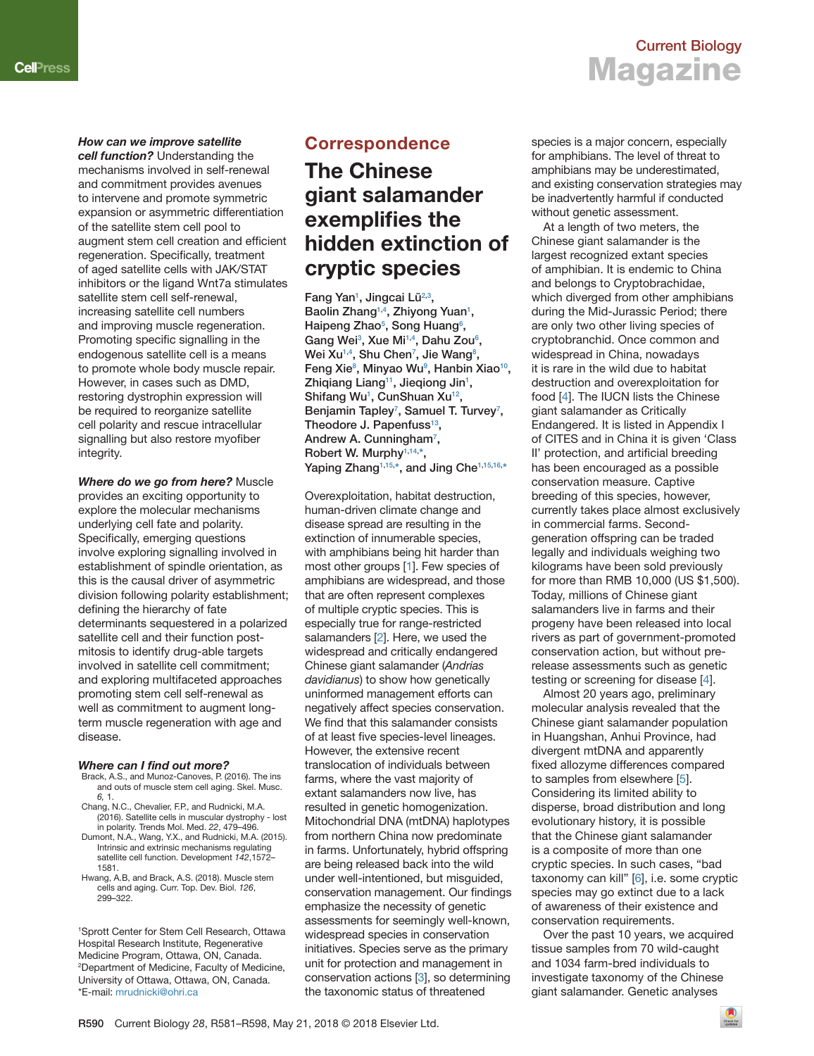***How can we improve satellite cell function?*** Understanding the mechanisms involved in self-renewal and commitment provides avenues to intervene and promote symmetric expansion or asymmetric differentiation of the satellite stem cell pool to augment stem cell creation and efficient regeneration. Specifically, treatment of aged satellite cells with JAK/STAT inhibitors or the ligand Wnt7a stimulates satellite stem cell self-renewal, increasing satellite cell numbers and improving muscle regeneration. Promoting specific signalling in the endogenous satellite cell is a means to promote whole body muscle repair. However, in cases such as DMD, restoring dystrophin expression will be required to reorganize satellite cell polarity and rescue intracellular signalling but also restore myofiber integrity.

***Where do we go from here?*** Muscle provides an exciting opportunity to explore the molecular mechanisms underlying cell fate and polarity. Specifically, emerging questions involve exploring signalling involved in establishment of spindle orientation, as this is the causal driver of asymmetric division following polarity establishment; defining the hierarchy of fate determinants sequestered in a polarized satellite cell and their function post-mitosis to identify drug-able targets involved in satellite cell commitment; and exploring multifaceted approaches promoting stem cell self-renewal as well as commitment to augment long-term muscle regeneration with age and disease.

### *Where can I find out more?*

Brack, A.S., and Munoz-Canoves, P. (2016). The ins and outs of muscle stem cell aging. Skel. Musc. *6*, 1.

Chang, N.C., Chevalier, F.P., and Rudnicki, M.A. (2016). Satellite cells in muscular dystrophy - lost in polarity. Trends Mol. Med. *22*, 479–496.

Dumont, N.A., Wang, Y.X., and Rudnicki, M.A. (2015). Intrinsic and extrinsic mechanisms regulating satellite cell function. Development *142*,1572–1581.

Hwang, A.B, and Brack, A.S. (2018). Muscle stem cells and aging. Curr. Top. Dev. Biol. *126*, 299–322.

[1]Sprott Center for Stem Cell Research, Ottawa Hospital Research Institute, Regenerative Medicine Program, Ottawa, ON, Canada. [2]Department of Medicine, Faculty of Medicine, University of Ottawa, Ottawa, ON, Canada.
*E-mail: mrudnicki@ohri.ca

## Correspondence

# The Chinese giant salamander exemplifies the hidden extinction of cryptic species

Fang Yan[1], Jingcai Lü[2,3], Baolin Zhang[1,4], Zhiyong Yuan[1], Haipeng Zhao[5], Song Huang[6], Gang Wei[3], Xue Mi[1,4], Dahu Zou[6], Wei Xu[1,4], Shu Chen[7], Jie Wang[8], Feng Xie[8], Minyao Wu[9], Hanbin Xiao[10], Zhiqiang Liang[11], Jieqiong Jin[1], Shifang Wu[1], CunShuan Xu[12], Benjamin Tapley[7], Samuel T. Turvey[7], Theodore J. Papenfuss[13], Andrew A. Cunningham[7], Robert W. Murphy[1,14,*], Yaping Zhang[1,15,*], and Jing Che[1,15,16,*]

Overexploitation, habitat destruction, human-driven climate change and disease spread are resulting in the extinction of innumerable species, with amphibians being hit harder than most other groups [1]. Few species of amphibians are widespread, and those that are often represent complexes of multiple cryptic species. This is especially true for range-restricted salamanders [2]. Here, we used the widespread and critically endangered Chinese giant salamander (*Andrias davidianus*) to show how genetically uninformed management efforts can negatively affect species conservation. We find that this salamander consists of at least five species-level lineages. However, the extensive recent translocation of individuals between farms, where the vast majority of extant salamanders now live, has resulted in genetic homogenization. Mitochondrial DNA (mtDNA) haplotypes from northern China now predominate in farms. Unfortunately, hybrid offspring are being released back into the wild under well-intentioned, but misguided, conservation management. Our findings emphasize the necessity of genetic assessments for seemingly well-known, widespread species in conservation initiatives. Species serve as the primary unit for protection and management in conservation actions [3], so determining the taxonomic status of threatened species is a major concern, especially for amphibians. The level of threat to amphibians may be underestimated, and existing conservation strategies may be inadvertently harmful if conducted without genetic assessment.

At a length of two meters, the Chinese giant salamander is the largest recognized extant species of amphibian. It is endemic to China and belongs to Cryptobrachidae, which diverged from other amphibians during the Mid-Jurassic Period; there are only two other living species of cryptobranchid. Once common and widespread in China, nowadays it is rare in the wild due to habitat destruction and overexploitation for food [4]. The IUCN lists the Chinese giant salamander as Critically Endangered. It is listed in Appendix I of CITES and in China it is given 'Class II' protection, and artificial breeding has been encouraged as a possible conservation measure. Captive breeding of this species, however, currently takes place almost exclusively in commercial farms. Second-generation offspring can be traded legally and individuals weighing two kilograms have been sold previously for more than RMB 10,000 (US $1,500). Today, millions of Chinese giant salamanders live in farms and their progeny have been released into local rivers as part of government-promoted conservation action, but without pre-release assessments such as genetic testing or screening for disease [4].

Almost 20 years ago, preliminary molecular analysis revealed that the Chinese giant salamander population in Huangshan, Anhui Province, had divergent mtDNA and apparently fixed allozyme differences compared to samples from elsewhere [5]. Considering its limited ability to disperse, broad distribution and long evolutionary history, it is possible that the Chinese giant salamander is a composite of more than one cryptic species. In such cases, "bad taxonomy can kill" [6], i.e. some cryptic species may go extinct due to a lack of awareness of their existence and conservation requirements.

Over the past 10 years, we acquired tissue samples from 70 wild-caught and 1034 farm-bred individuals to investigate taxonomy of the Chinese giant salamander. Genetic analyses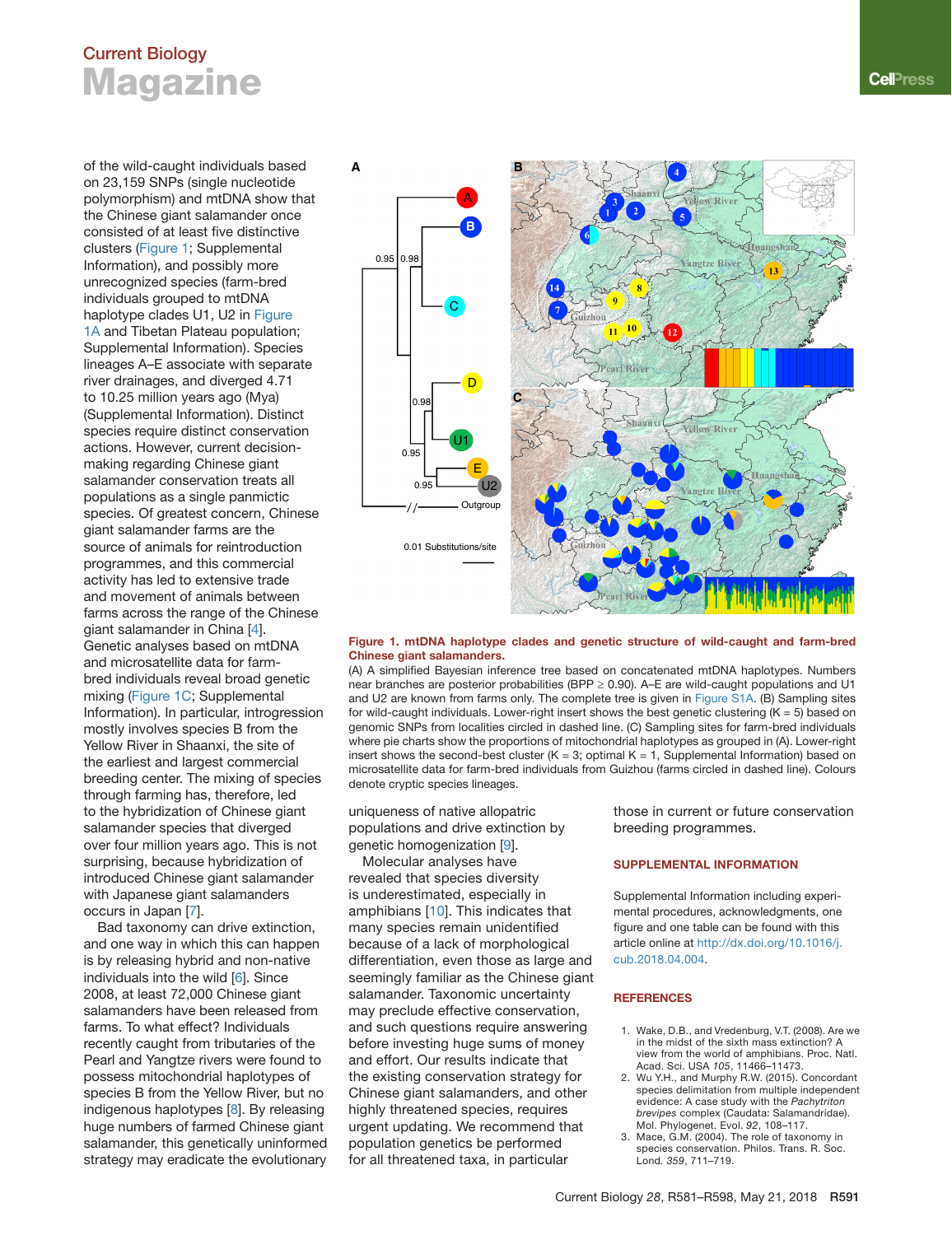of the wild-caught individuals based on 23,159 SNPs (single nucleotide polymorphism) and mtDNA show that the Chinese giant salamander once consisted of at least five distinctive clusters (Figure 1; Supplemental Information), and possibly more unrecognized species (farm-bred individuals grouped to mtDNA haplotype clades U1, U2 in Figure 1A and Tibetan Plateau population; Supplemental Information). Species lineages A–E associate with separate river drainages, and diverged 4.71 to 10.25 million years ago (Mya) (Supplemental Information). Distinct species require distinct conservation actions. However, current decision-making regarding Chinese giant salamander conservation treats all populations as a single panmictic species. Of greatest concern, Chinese giant salamander farms are the source of animals for reintroduction programmes, and this commercial activity has led to extensive trade and movement of animals between farms across the range of the Chinese giant salamander in China [4]. Genetic analyses based on mtDNA and microsatellite data for farm-bred individuals reveal broad genetic mixing (Figure 1C; Supplemental Information). In particular, introgression mostly involves species B from the Yellow River in Shaanxi, the site of the earliest and largest commercial breeding center. The mixing of species through farming has, therefore, led to the hybridization of Chinese giant salamander species that diverged over four million years ago. This is not surprising, because hybridization of introduced Chinese giant salamander with Japanese giant salamanders occurs in Japan [7].

Bad taxonomy can drive extinction, and one way in which this can happen is by releasing hybrid and non-native individuals into the wild [6]. Since 2008, at least 72,000 Chinese giant salamanders have been released from farms. To what effect? Individuals recently caught from tributaries of the Pearl and Yangtze rivers were found to possess mitochondrial haplotypes of species B from the Yellow River, but no indigenous haplotypes [8]. By releasing huge numbers of farmed Chinese giant salamander, this genetically uninformed strategy may eradicate the evolutionary uniqueness of native allopatric populations and drive extinction by genetic homogenization [9].

Molecular analyses have revealed that species diversity is underestimated, especially in amphibians [10]. This indicates that many species remain unidentified because of a lack of morphological differentiation, even those as large and seemingly familiar as the Chinese giant salamander. Taxonomic uncertainty may preclude effective conservation, and such questions require answering before investing huge sums of money and effort. Our results indicate that the existing conservation strategy for Chinese giant salamanders, and other highly threatened species, requires urgent updating. We recommend that population genetics be performed for all threatened taxa, in particular those in current or future conservation breeding programmes.

**Figure 1. mtDNA haplotype clades and genetic structure of wild-caught and farm-bred Chinese giant salamanders.**

(A) A simplified Bayesian inference tree based on concatenated mtDNA haplotypes. Numbers near branches are posterior probabilities (BPP ≥ 0.90). A–E are wild-caught populations and U1 and U2 are known from farms only. The complete tree is given in Figure S1A. (B) Sampling sites for wild-caught individuals. Lower-right insert shows the best genetic clustering (K = 5) based on genomic SNPs from localities circled in dashed line. (C) Sampling sites for farm-bred individuals where pie charts show the proportions of mitochondrial haplotypes as grouped in (A). Lower-right insert shows the second-best cluster (K = 3; optimal K = 1, Supplemental Information) based on microsatellite data for farm-bred individuals from Guizhou (farms circled in dashed line). Colours denote cryptic species lineages.

## SUPPLEMENTAL INFORMATION

Supplemental Information including experimental procedures, acknowledgments, one figure and one table can be found with this article online at http://dx.doi.org/10.1016/j.cub.2018.04.004.

## REFERENCES

1. Wake, D.B., and Vredenburg, V.T. (2008). Are we in the midst of the sixth mass extinction? A view from the world of amphibians. Proc. Natl. Acad. Sci. USA *105*, 11466–11473.
2. Wu Y.H., and Murphy R.W. (2015). Concordant species delimitation from multiple independent evidence: A case study with the *Pachytriton brevipes* complex (Caudata: Salamandridae). Mol. Phylogenet. Evol. *92*, 108–117.
3. Mace, G.M. (2004). The role of taxonomy in species conservation. Philos. Trans. R. Soc. Lond. *359*, 711–719.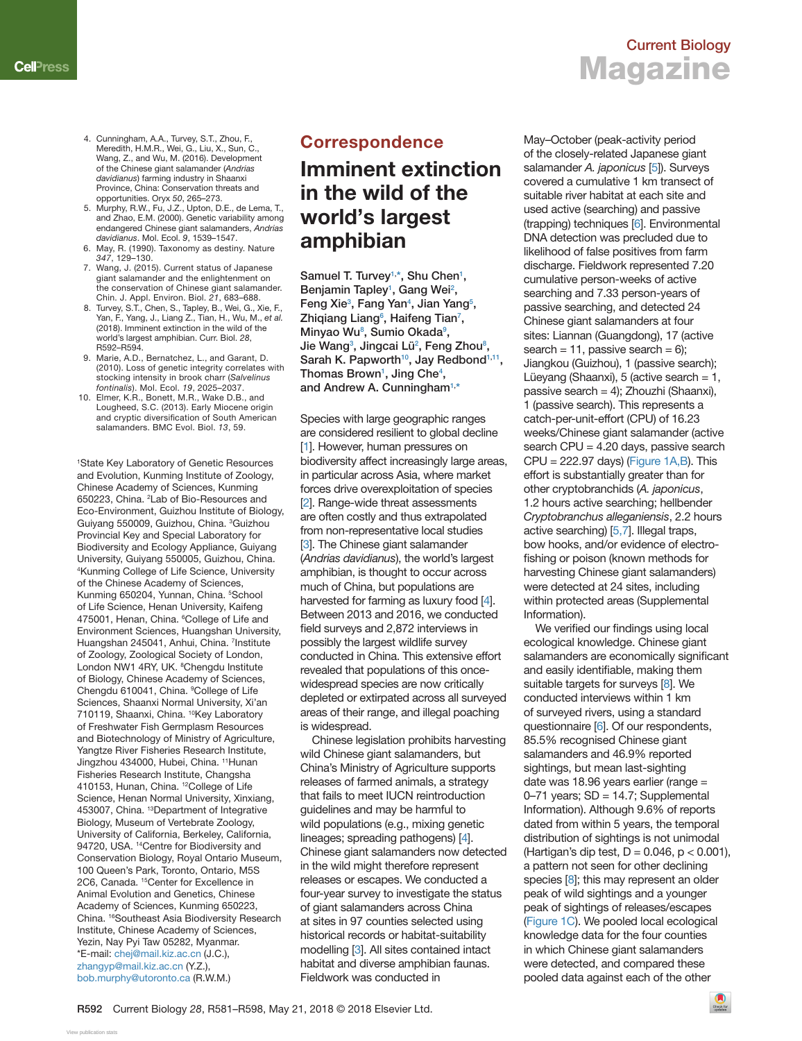4. Cunningham, A.A., Turvey, S.T., Zhou, F., Meredith, H.M.R., Wei, G., Liu, X., Sun, C., Wang, Z., and Wu, M. (2016). Development of the Chinese giant salamander (*Andrias davidianus*) farming industry in Shaanxi Province, China: Conservation threats and opportunities. Oryx *50*, 265–273.
5. Murphy, R.W., Fu, J.Z., Upton, D.E., de Lema, T., and Zhao, E.M. (2000). Genetic variability among endangered Chinese giant salamanders, *Andrias davidianus*. Mol. Ecol. *9*, 1539–1547.
6. May, R. (1990). Taxonomy as destiny. Nature *347*, 129–130.
7. Wang, J. (2015). Current status of Japanese giant salamander and the enlightenment on the conservation of Chinese giant salamander. Chin. J. Appl. Environ. Biol. *21*, 683–688.
8. Turvey, S.T., Chen, S., Tapley, B., Wei, G., Xie, F., Yan, F., Yang, J., Liang Z., Tian, H., Wu, M., *et al.* (2018). Imminent extinction in the wild of the world's largest amphibian. Curr. Biol. *28*, R592–R594.
9. Marie, A.D., Bernatchez, L., and Garant, D. (2010). Loss of genetic integrity correlates with stocking intensity in brook charr (*Salvelinus fontinalis*). Mol. Ecol. *19*, 2025–2037.
10. Elmer, K.R., Bonett, M.R., Wake D.B., and Lougheed, S.C. (2013). Early Miocene origin and cryptic diversification of South American salamanders. BMC Evol. Biol. *13*, 59.

[1]State Key Laboratory of Genetic Resources and Evolution, Kunming Institute of Zoology, Chinese Academy of Sciences, Kunming 650223, China. [2]Lab of Bio-Resources and Eco-Environment, Guizhou Institute of Biology, Guiyang 550009, Guizhou, China. [3]Guizhou Provincial Key and Special Laboratory for Biodiversity and Ecology Appliance, Guiyang University, Guiyang 550005, Guizhou, China. [4]Kunming College of Life Science, University of the Chinese Academy of Sciences, Kunming 650204, Yunnan, China. [5]School of Life Science, Henan University, Kaifeng 475001, Henan, China. [6]College of Life and Environment Sciences, Huangshan University, Huangshan 245041, Anhui, China. [7]Institute of Zoology, Zoological Society of London, London NW1 4RY, UK. [8]Chengdu Institute of Biology, Chinese Academy of Sciences, Chengdu 610041, China. [9]College of Life Sciences, Shaanxi Normal University, Xi'an 710119, Shaanxi, China. [10]Key Laboratory of Freshwater Fish Germplasm Resources and Biotechnology of Ministry of Agriculture, Yangtze River Fisheries Research Institute, Jingzhou 434000, Hubei, China. [11]Hunan Fisheries Research Institute, Changsha 410153, Hunan, China. [12]College of Life Science, Henan Normal University, Xinxiang, 453007, China. [13]Department of Integrative Biology, Museum of Vertebrate Zoology, University of California, Berkeley, California, 94720, USA. [14]Centre for Biodiversity and Conservation Biology, Royal Ontario Museum, 100 Queen's Park, Toronto, Ontario, M5S 2C6, Canada. [15]Center for Excellence in Animal Evolution and Genetics, Chinese Academy of Sciences, Kunming 650223, China. [16]Southeast Asia Biodiversity Research Institute, Chinese Academy of Sciences, Yezin, Nay Pyi Taw 05282, Myanmar.
*E-mail: chej@mail.kiz.ac.cn (J.C.), zhangyp@mail.kiz.ac.cn (Y.Z.), bob.murphy@utoronto.ca (R.W.M.)

## Correspondence

# Imminent extinction in the wild of the world's largest amphibian

Samuel T. Turvey[1,*], Shu Chen[1], Benjamin Tapley[1], Gang Wei[2], Feng Xie[3], Fang Yan[4], Jian Yang[5], Zhiqiang Liang[6], Haifeng Tian[7], Minyao Wu[8], Sumio Okada[9], Jie Wang[3], Jingcai Lü[2], Feng Zhou[8], Sarah K. Papworth[10], Jay Redbond[1,11], Thomas Brown[1], Jing Che[4], and Andrew A. Cunningham[1,*]

Species with large geographic ranges are considered resilient to global decline [1]. However, human pressures on biodiversity affect increasingly large areas, in particular across Asia, where market forces drive overexploitation of species [2]. Range-wide threat assessments are often costly and thus extrapolated from non-representative local studies [3]. The Chinese giant salamander (*Andrias davidianus*), the world's largest amphibian, is thought to occur across much of China, but populations are harvested for farming as luxury food [4]. Between 2013 and 2016, we conducted field surveys and 2,872 interviews in possibly the largest wildlife survey conducted in China. This extensive effort revealed that populations of this once-widespread species are now critically depleted or extirpated across all surveyed areas of their range, and illegal poaching is widespread.

Chinese legislation prohibits harvesting wild Chinese giant salamanders, but China's Ministry of Agriculture supports releases of farmed animals, a strategy that fails to meet IUCN reintroduction guidelines and may be harmful to wild populations (e.g., mixing genetic lineages; spreading pathogens) [4]. Chinese giant salamanders now detected in the wild might therefore represent releases or escapes. We conducted a four-year survey to investigate the status of giant salamanders across China at sites in 97 counties selected using historical records or habitat-suitability modelling [3]. All sites contained intact habitat and diverse amphibian faunas. Fieldwork was conducted in May–October (peak-activity period of the closely-related Japanese giant salamander *A. japonicus* [5]). Surveys covered a cumulative 1 km transect of suitable river habitat at each site and used active (searching) and passive (trapping) techniques [6]. Environmental DNA detection was precluded due to likelihood of false positives from farm discharge. Fieldwork represented 7.20 cumulative person-weeks of active searching and 7.33 person-years of passive searching, and detected 24 Chinese giant salamanders at four sites: Liannan (Guangdong), 17 (active search = 11, passive search = 6); Jiangkou (Guizhou), 1 (passive search); Lüeyang (Shaanxi), 5 (active search = 1, passive search = 4); Zhouzhi (Shaanxi), 1 (passive search). This represents a catch-per-unit-effort (CPU) of 16.23 weeks/Chinese giant salamander (active search CPU = 4.20 days, passive search CPU = 222.97 days) (Figure 1A,B). This effort is substantially greater than for other cryptobranchids (*A. japonicus*, 1.2 hours active searching; hellbender *Cryptobranchus alleganiensis*, 2.2 hours active searching) [5,7]. Illegal traps, bow hooks, and/or evidence of electro-fishing or poison (known methods for harvesting Chinese giant salamanders) were detected at 24 sites, including within protected areas (Supplemental Information).

We verified our findings using local ecological knowledge. Chinese giant salamanders are economically significant and easily identifiable, making them suitable targets for surveys [8]. We conducted interviews within 1 km of surveyed rivers, using a standard questionnaire [6]. Of our respondents, 85.5% recognised Chinese giant salamanders and 46.9% reported sightings, but mean last-sighting date was 18.96 years earlier (range = 0–71 years; SD = 14.7; Supplemental Information). Although 9.6% of reports dated from within 5 years, the temporal distribution of sightings is not unimodal (Hartigan's dip test, $D = 0.046$, $p < 0.001$), a pattern not seen for other declining species [8]; this may represent an older peak of wild sightings and a younger peak of sightings of releases/escapes (Figure 1C). We pooled local ecological knowledge data for the four counties in which Chinese giant salamanders were detected, and compared these pooled data against each of the other